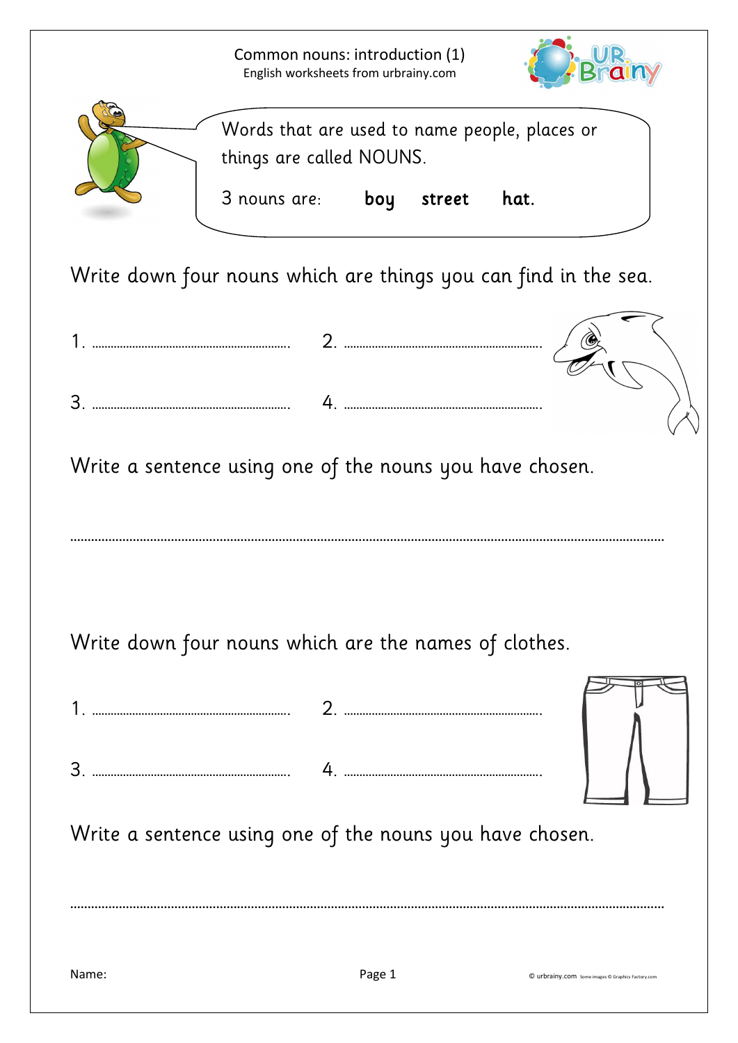# Common nouns: introduction (1)

English worksheets from urbrainy.com

Words that are used to name people, places or things are called NOUNS.

3 nouns are: **boy** **street** **hat.**

Write down four nouns which are things you can find in the sea.

1. ................................................ 2. ................................................

3. ................................................ 4. ................................................

Write a sentence using one of the nouns you have chosen.

..........................................................................................................................................

Write down four nouns which are the names of clothes.

1. ................................................ 2. ................................................

3. ................................................ 4. ................................................

Write a sentence using one of the nouns you have chosen.

..........................................................................................................................................

Name:

© urbrainy.com Some images © Graphics Factory.com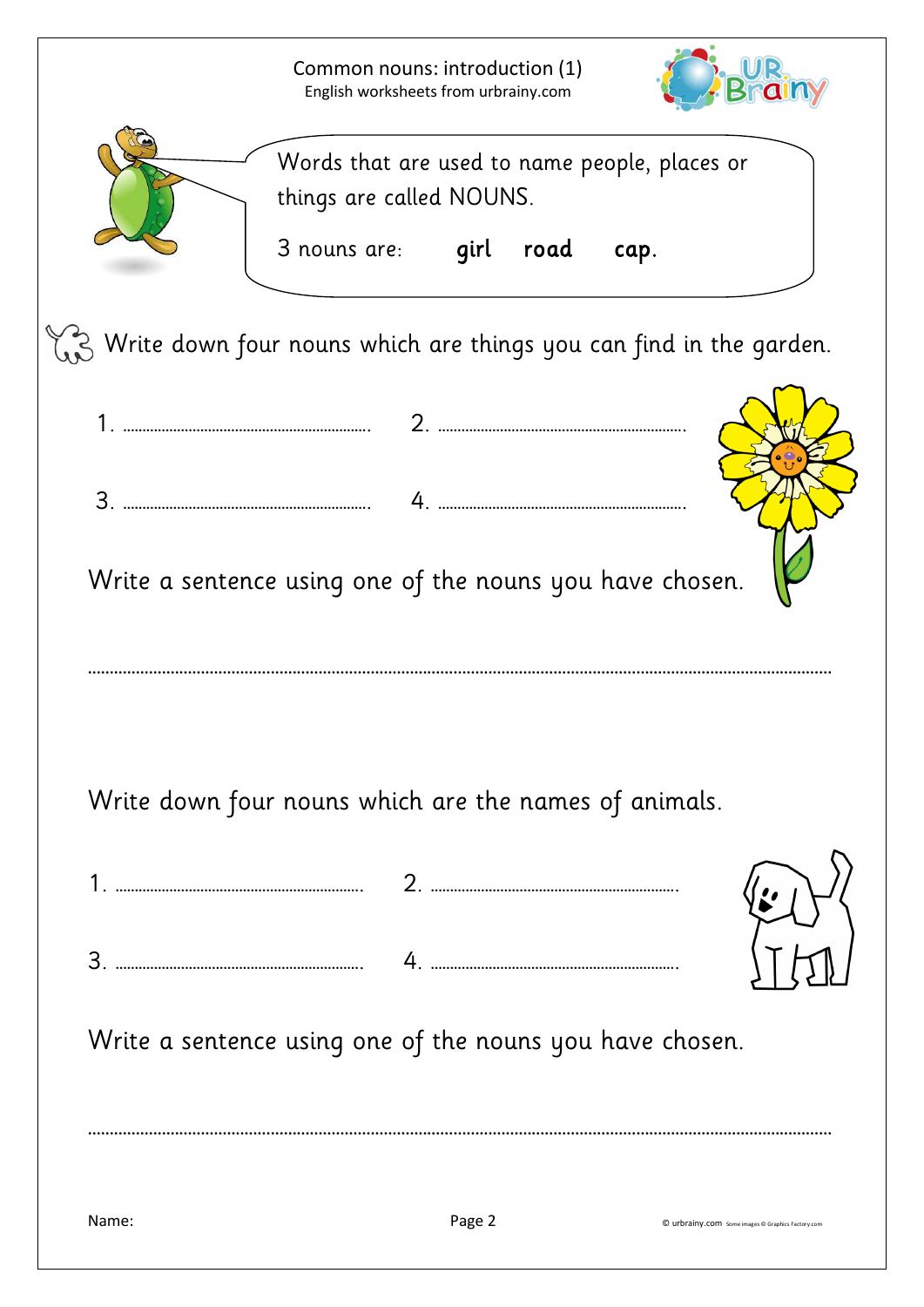# Common nouns: introduction (1)

English worksheets from urbrainy.com

Words that are used to name people, places or things are called NOUNS.

3 nouns are: **girl** **road** **cap**.

Write down four nouns which are things you can find in the garden.

1. ..................................... 2. .....................................

3. ..................................... 4. .....................................

Write a sentence using one of the nouns you have chosen.

..........................................................................................................................................

Write down four nouns which are the names of animals.

1. ..................................... 2. .....................................

3. ..................................... 4. .....................................

Write a sentence using one of the nouns you have chosen.

..........................................................................................................................................

Name:

© urbrainy.com Some images © Graphics Factory.com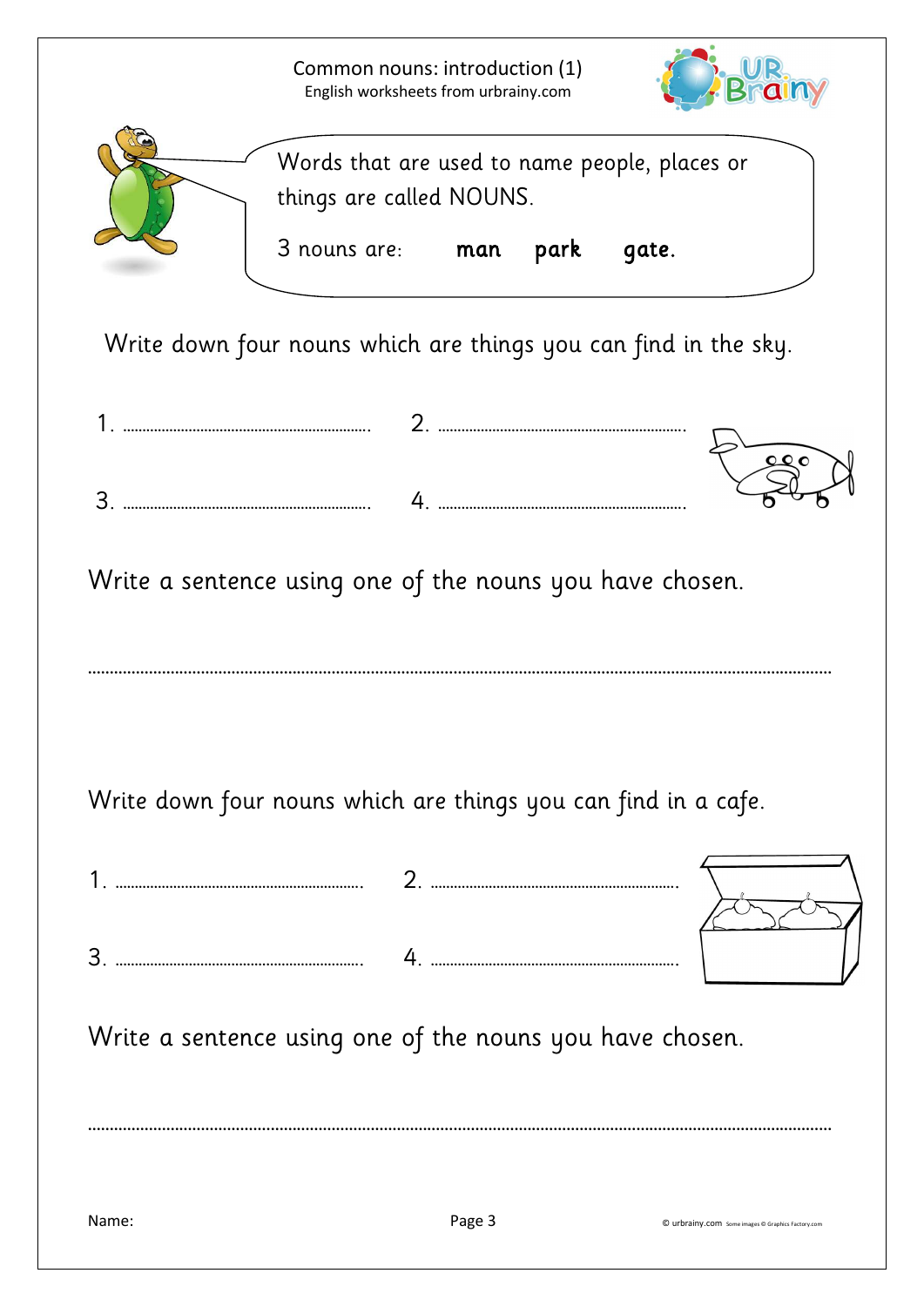# Common nouns: introduction (1)

English worksheets from urbrainy.com

Words that are used to name people, places or things are called NOUNS.

3 nouns are: **man** **park** **gate.**

Write down four nouns which are things you can find in the sky.

1. ............................................ 2. ............................................

3. ............................................ 4. ............................................

Write a sentence using one of the nouns you have chosen.

..........................................................................................................................................

Write down four nouns which are things you can find in a cafe.

1. ............................................ 2. ............................................

3. ............................................ 4. ............................................

Write a sentence using one of the nouns you have chosen.

..........................................................................................................................................

Name: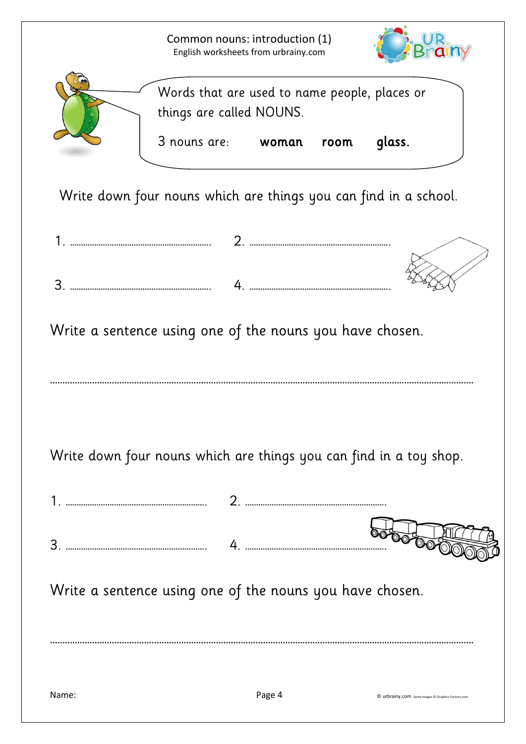# Common nouns: introduction (1)

English worksheets from urbrainy.com

Words that are used to name people, places or things are called NOUNS.

3 nouns are: **woman** **room** **glass**.

Write down four nouns which are things you can find in a school.

1. ..............................  2. ..............................

3. ..............................  4. ..............................

Write a sentence using one of the nouns you have chosen.

..................................................................................................................................

Write down four nouns which are things you can find in a toy shop.

1. ..............................  2. ..............................

3. ..............................  4. ..............................

Write a sentence using one of the nouns you have chosen.

..................................................................................................................................

Name: